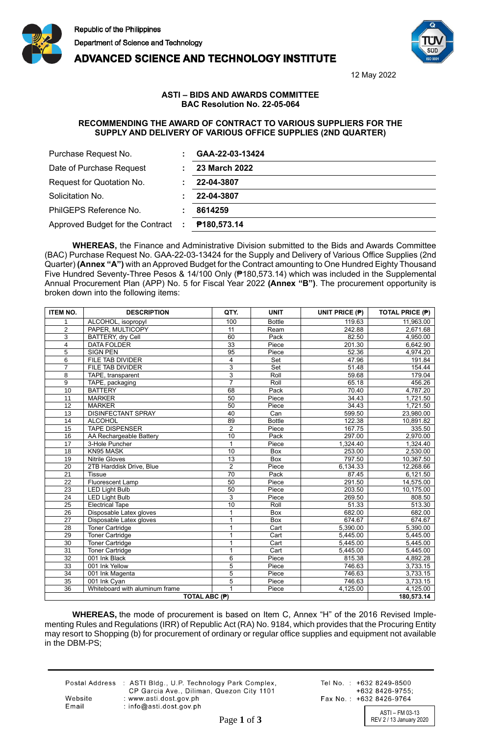Republic of the Philippines
Department of Science and Technology
**ADVANCED SCIENCE AND TECHNOLOGY INSTITUTE**

12 May 2022

## ASTI – BIDS AND AWARDS COMMITTEE
## BAC Resolution No. 22-05-064

### RECOMMENDING THE AWARD OF CONTRACT TO VARIOUS SUPPLIERS FOR THE SUPPLY AND DELIVERY OF VARIOUS OFFICE SUPPLIES (2ND QUARTER)

| | | |
|---|---|---|
| Purchase Request No. | : | **GAA-22-03-13424** |
| Date of Purchase Request | : | **23 March 2022** |
| Request for Quotation No. | : | **22-04-3807** |
| Solicitation No. | : | **22-04-3807** |
| PhilGEPS Reference No. | : | **8614259** |
| Approved Budget for the Contract | : | **₱180,573.14** |

**WHEREAS,** the Finance and Administrative Division submitted to the Bids and Awards Committee (BAC) Purchase Request No. GAA-22-03-13424 for the Supply and Delivery of Various Office Supplies (2nd Quarter) **(Annex "A")** with an Approved Budget for the Contract amounting to One Hundred Eighty Thousand Five Hundred Seventy-Three Pesos & 14/100 Only (₱180,573.14) which was included in the Supplemental Annual Procurement Plan (APP) No. 5 for Fiscal Year 2022 **(Annex "B")**. The procurement opportunity is broken down into the following items:

| ITEM NO. | DESCRIPTION | QTY. | UNIT | UNIT PRICE (₱) | TOTAL PRICE (₱) |
|---|---|---|---|---|---|
| 1 | ALCOHOL, isopropyl | 100 | Bottle | 119.63 | 11,963.00 |
| 2 | PAPER, MULTICOPY | 11 | Ream | 242.88 | 2,671.68 |
| 3 | BATTERY, dry Cell | 60 | Pack | 82.50 | 4,950.00 |
| 4 | DATA FOLDER | 33 | Piece | 201.30 | 6,642.90 |
| 5 | SIGN PEN | 95 | Piece | 52.36 | 4,974.20 |
| 6 | FILE TAB DIVIDER | 4 | Set | 47.96 | 191.84 |
| 7 | FILE TAB DIVIDER | 3 | Set | 51.48 | 154.44 |
| 8 | TAPE, transparent | 3 | Roll | 59.68 | 179.04 |
| 9 | TAPE, packaging | 7 | Roll | 65.18 | 456.26 |
| 10 | BATTERY | 68 | Pack | 70.40 | 4,787.20 |
| 11 | MARKER | 50 | Piece | 34.43 | 1,721.50 |
| 12 | MARKER | 50 | Piece | 34.43 | 1,721.50 |
| 13 | DISINFECTANT SPRAY | 40 | Can | 599.50 | 23,980.00 |
| 14 | ALCOHOL | 89 | Bottle | 122.38 | 10,891.82 |
| 15 | TAPE DISPENSER | 2 | Piece | 167.75 | 335.50 |
| 16 | AA Rechargeable Battery | 10 | Pack | 297.00 | 2,970.00 |
| 17 | 3-Hole Puncher | 1 | Piece | 1,324.40 | 1,324.40 |
| 18 | KN95 MASK | 10 | Box | 253.00 | 2,530.00 |
| 19 | Nitrile Gloves | 13 | Box | 797.50 | 10,367.50 |
| 20 | 2TB Harddisk Drive, Blue | 2 | Piece | 6,134.33 | 12,268.66 |
| 21 | Tissue | 70 | Pack | 87.45 | 6,121.50 |
| 22 | Fluorescent Lamp | 50 | Piece | 291.50 | 14,575.00 |
| 23 | LED Light Bulb | 50 | Piece | 203.50 | 10,175.00 |
| 24 | LED Light Bulb | 3 | Piece | 269.50 | 808.50 |
| 25 | Electrical Tape | 10 | Roll | 51.33 | 513.30 |
| 26 | Disposable Latex gloves | 1 | Box | 682.00 | 682.00 |
| 27 | Disposable Latex gloves | 1 | Box | 674.67 | 674.67 |
| 28 | Toner Cartridge | 1 | Cart | 5,390.00 | 5,390.00 |
| 29 | Toner Cartridge | 1 | Cart | 5,445.00 | 5,445.00 |
| 30 | Toner Cartridge | 1 | Cart | 5,445.00 | 5,445.00 |
| 31 | Toner Cartridge | 1 | Cart | 5,445.00 | 5,445.00 |
| 32 | 001 Ink Black | 6 | Piece | 815.38 | 4,892.28 |
| 33 | 001 Ink Yellow | 5 | Piece | 746.63 | 3,733.15 |
| 34 | 001 Ink Magenta | 5 | Piece | 746.63 | 3,733.15 |
| 35 | 001 Ink Cyan | 5 | Piece | 746.63 | 3,733.15 |
| 36 | Whiteboard with aluminum frame | 1 | Piece | 4,125.00 | 4,125.00 |
| **TOTAL ABC (₱)** | | | | | **180,573.14** |

**WHEREAS,** the mode of procurement is based on Item C, Annex "H" of the 2016 Revised Implementing Rules and Regulations (IRR) of Republic Act (RA) No. 9184, which provides that the Procuring Entity may resort to Shopping (b) for procurement of ordinary or regular office supplies and equipment not available in the DBM-PS;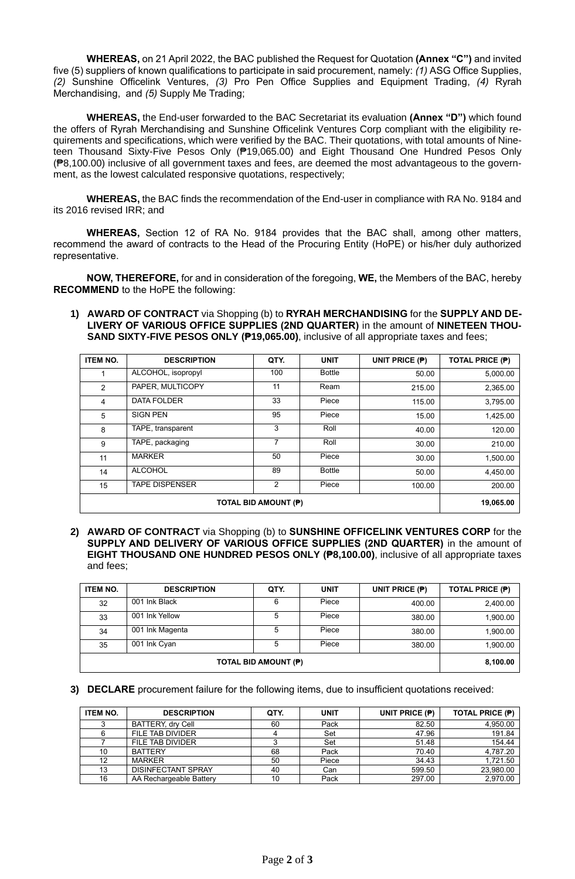**WHEREAS,** on 21 April 2022, the BAC published the Request for Quotation **(Annex "C")** and invited five (5) suppliers of known qualifications to participate in said procurement, namely: *(1)* ASG Office Supplies, *(2)* Sunshine Officelink Ventures, *(3)* Pro Pen Office Supplies and Equipment Trading, *(4)* Ryrah Merchandising, and *(5)* Supply Me Trading;

**WHEREAS,** the End-user forwarded to the BAC Secretariat its evaluation **(Annex "D")** which found the offers of Ryrah Merchandising and Sunshine Officelink Ventures Corp compliant with the eligibility requirements and specifications, which were verified by the BAC. Their quotations, with total amounts of Nineteen Thousand Sixty-Five Pesos Only (₱19,065.00) and Eight Thousand One Hundred Pesos Only (₱8,100.00) inclusive of all government taxes and fees, are deemed the most advantageous to the government, as the lowest calculated responsive quotations, respectively;

**WHEREAS,** the BAC finds the recommendation of the End-user in compliance with RA No. 9184 and its 2016 revised IRR; and

**WHEREAS,** Section 12 of RA No. 9184 provides that the BAC shall, among other matters, recommend the award of contracts to the Head of the Procuring Entity (HoPE) or his/her duly authorized representative.

**NOW, THEREFORE,** for and in consideration of the foregoing, **WE,** the Members of the BAC, hereby **RECOMMEND** to the HoPE the following:

1) **AWARD OF CONTRACT** via Shopping (b) to **RYRAH MERCHANDISING** for the **SUPPLY AND DELIVERY OF VARIOUS OFFICE SUPPLIES (2ND QUARTER)** in the amount of **NINETEEN THOUSAND SIXTY-FIVE PESOS ONLY (₱19,065.00)**, inclusive of all appropriate taxes and fees;

| ITEM NO. | DESCRIPTION | QTY. | UNIT | UNIT PRICE (₱) | TOTAL PRICE (₱) |
|---|---|---|---|---|---|
| 1 | ALCOHOL, isopropyl | 100 | Bottle | 50.00 | 5,000.00 |
| 2 | PAPER, MULTICOPY | 11 | Ream | 215.00 | 2,365.00 |
| 4 | DATA FOLDER | 33 | Piece | 115.00 | 3,795.00 |
| 5 | SIGN PEN | 95 | Piece | 15.00 | 1,425.00 |
| 8 | TAPE, transparent | 3 | Roll | 40.00 | 120.00 |
| 9 | TAPE, packaging | 7 | Roll | 30.00 | 210.00 |
| 11 | MARKER | 50 | Piece | 30.00 | 1,500.00 |
| 14 | ALCOHOL | 89 | Bottle | 50.00 | 4,450.00 |
| 15 | TAPE DISPENSER | 2 | Piece | 100.00 | 200.00 |
| **TOTAL BID AMOUNT (₱)** | | | | | **19,065.00** |

2) **AWARD OF CONTRACT** via Shopping (b) to **SUNSHINE OFFICELINK VENTURES CORP** for the **SUPPLY AND DELIVERY OF VARIOUS OFFICE SUPPLIES (2ND QUARTER)** in the amount of **EIGHT THOUSAND ONE HUNDRED PESOS ONLY (₱8,100.00)**, inclusive of all appropriate taxes and fees;

| ITEM NO. | DESCRIPTION | QTY. | UNIT | UNIT PRICE (₱) | TOTAL PRICE (₱) |
|---|---|---|---|---|---|
| 32 | 001 Ink Black | 6 | Piece | 400.00 | 2,400.00 |
| 33 | 001 Ink Yellow | 5 | Piece | 380.00 | 1,900.00 |
| 34 | 001 Ink Magenta | 5 | Piece | 380.00 | 1,900.00 |
| 35 | 001 Ink Cyan | 5 | Piece | 380.00 | 1,900.00 |
| **TOTAL BID AMOUNT (₱)** | | | | | **8,100.00** |

3) **DECLARE** procurement failure for the following items, due to insufficient quotations received:

| ITEM NO. | DESCRIPTION | QTY. | UNIT | UNIT PRICE (₱) | TOTAL PRICE (₱) |
|---|---|---|---|---|---|
| 3 | BATTERY, dry Cell | 60 | Pack | 82.50 | 4,950.00 |
| 6 | FILE TAB DIVIDER | 4 | Set | 47.96 | 191.84 |
| 7 | FILE TAB DIVIDER | 3 | Set | 51.48 | 154.44 |
| 10 | BATTERY | 68 | Pack | 70.40 | 4,787.20 |
| 12 | MARKER | 50 | Piece | 34.43 | 1,721.50 |
| 13 | DISINFECTANT SPRAY | 40 | Can | 599.50 | 23,980.00 |
| 16 | AA Rechargeable Battery | 10 | Pack | 297.00 | 2,970.00 |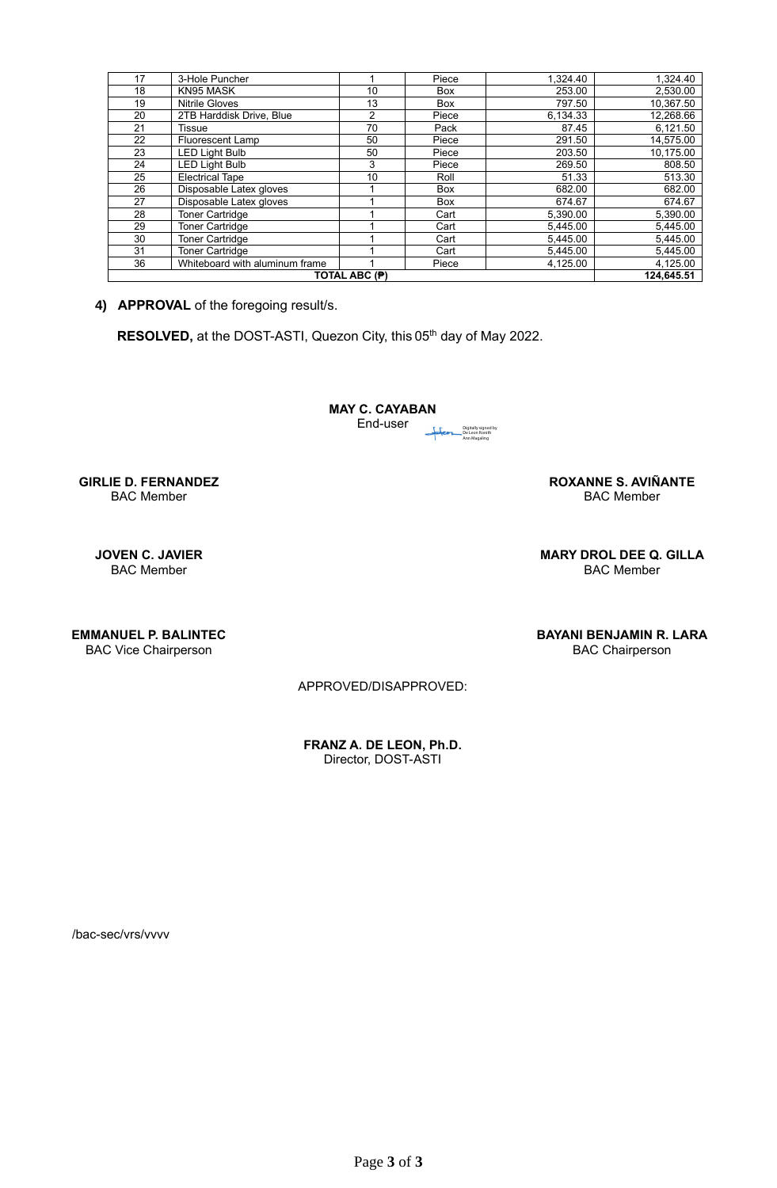| | | | | | |
|---|---|---|---|---|---|
| 17 | 3-Hole Puncher | 1 | Piece | 1,324.40 | 1,324.40 |
| 18 | KN95 MASK | 10 | Box | 253.00 | 2,530.00 |
| 19 | Nitrile Gloves | 13 | Box | 797.50 | 10,367.50 |
| 20 | 2TB Harddisk Drive, Blue | 2 | Piece | 6,134.33 | 12,268.66 |
| 21 | Tissue | 70 | Pack | 87.45 | 6,121.50 |
| 22 | Fluorescent Lamp | 50 | Piece | 291.50 | 14,575.00 |
| 23 | LED Light Bulb | 50 | Piece | 203.50 | 10,175.00 |
| 24 | LED Light Bulb | 3 | Piece | 269.50 | 808.50 |
| 25 | Electrical Tape | 10 | Roll | 51.33 | 513.30 |
| 26 | Disposable Latex gloves | 1 | Box | 682.00 | 682.00 |
| 27 | Disposable Latex gloves | 1 | Box | 674.67 | 674.67 |
| 28 | Toner Cartridge | 1 | Cart | 5,390.00 | 5,390.00 |
| 29 | Toner Cartridge | 1 | Cart | 5,445.00 | 5,445.00 |
| 30 | Toner Cartridge | 1 | Cart | 5,445.00 | 5,445.00 |
| 31 | Toner Cartridge | 1 | Cart | 5,445.00 | 5,445.00 |
| 36 | Whiteboard with aluminum frame | 1 | Piece | 4,125.00 | 4,125.00 |
| **TOTAL ABC (₱)** | | | | | **124,645.51** |

4) **APPROVAL** of the foregoing result/s.

**RESOLVED,** at the DOST-ASTI, Quezon City, this 05th day of May 2022.

**MAY C. CAYABAN**
End-user

Digitally signed by De Leon Ronith Ann Magaling

**GIRLIE D. FERNANDEZ**
BAC Member

**ROXANNE S. AVIÑANTE**
BAC Member

**JOVEN C. JAVIER**
BAC Member

**MARY DROL DEE Q. GILLA**
BAC Member

**EMMANUEL P. BALINTEC**
BAC Vice Chairperson

**BAYANI BENJAMIN R. LARA**
BAC Chairperson

APPROVED/DISAPPROVED:

**FRANZ A. DE LEON, Ph.D.**
Director, DOST-ASTI

/bac-sec/vrs/vvvv